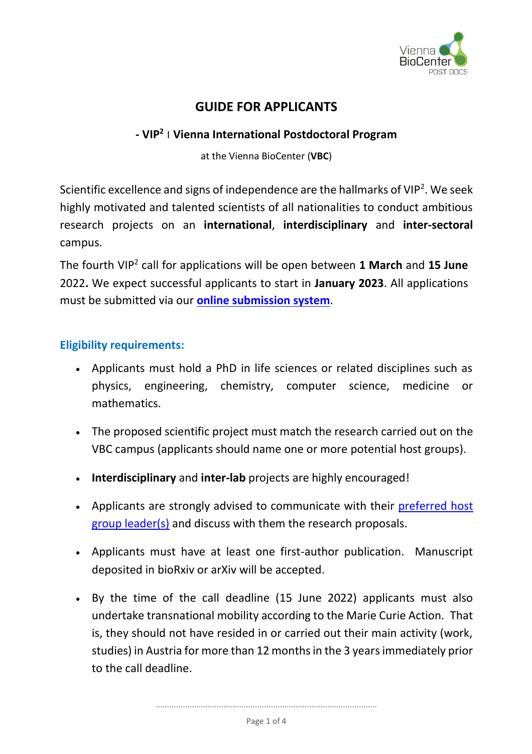# GUIDE FOR APPLICANTS

## - VIP$^2$ I Vienna International Postdoctoral Program

at the Vienna BioCenter (**VBC**)

Scientific excellence and signs of independence are the hallmarks of VIP$^2$. We seek highly motivated and talented scientists of all nationalities to conduct ambitious research projects on an **international**, **interdisciplinary** and **inter-sectoral** campus.

The fourth VIP$^2$ call for applications will be open between **1 March** and **15 June** 2022**.** We expect successful applicants to start in **January 2023**. All applications must be submitted via our **online submission system**.

### Eligibility requirements:

- Applicants must hold a PhD in life sciences or related disciplines such as physics, engineering, chemistry, computer science, medicine or mathematics.
- The proposed scientific project must match the research carried out on the VBC campus (applicants should name one or more potential host groups).
- **Interdisciplinary** and **inter-lab** projects are highly encouraged!
- Applicants are strongly advised to communicate with their preferred host group leader(s) and discuss with them the research proposals.
- Applicants must have at least one first-author publication. Manuscript deposited in bioRxiv or arXiv will be accepted.
- By the time of the call deadline (15 June 2022) applicants must also undertake transnational mobility according to the Marie Curie Action. That is, they should not have resided in or carried out their main activity (work, studies) in Austria for more than 12 months in the 3 years immediately prior to the call deadline.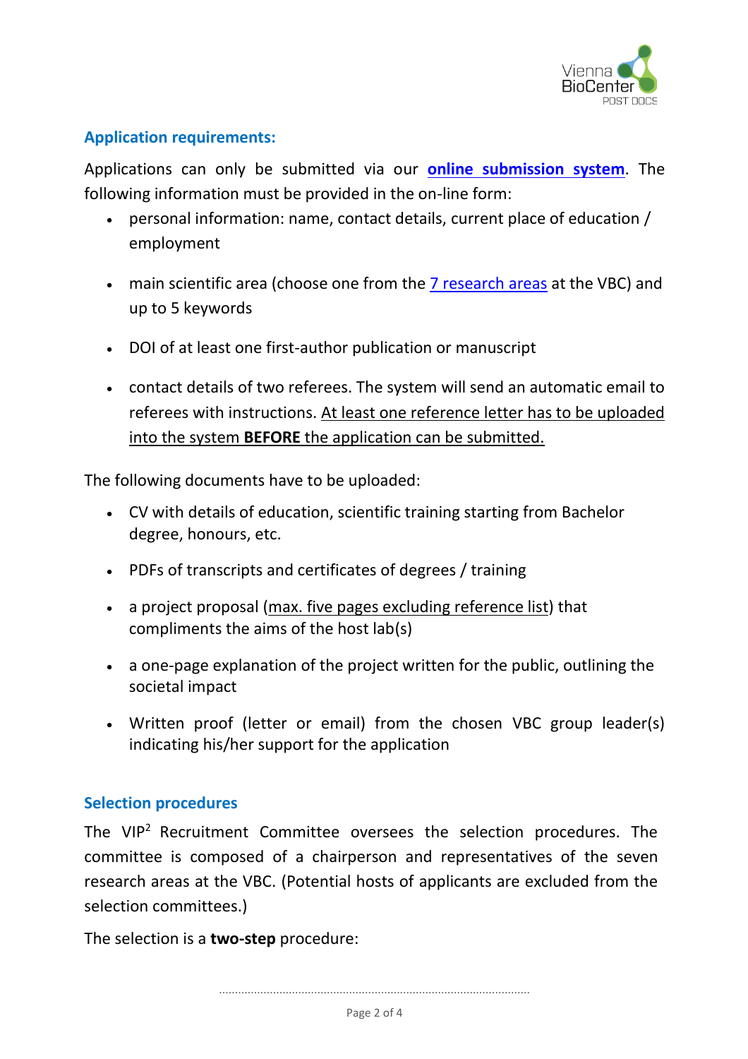## Application requirements:

Applications can only be submitted via our **online submission system**. The following information must be provided in the on-line form:

- personal information: name, contact details, current place of education / employment
- main scientific area (choose one from the 7 research areas at the VBC) and up to 5 keywords
- DOI of at least one first-author publication or manuscript
- contact details of two referees. The system will send an automatic email to referees with instructions. At least one reference letter has to be uploaded into the system **BEFORE** the application can be submitted.

The following documents have to be uploaded:

- CV with details of education, scientific training starting from Bachelor degree, honours, etc.
- PDFs of transcripts and certificates of degrees / training
- a project proposal (max. five pages excluding reference list) that compliments the aims of the host lab(s)
- a one-page explanation of the project written for the public, outlining the societal impact
- Written proof (letter or email) from the chosen VBC group leader(s) indicating his/her support for the application

## Selection procedures

The VIP$^2$ Recruitment Committee oversees the selection procedures. The committee is composed of a chairperson and representatives of the seven research areas at the VBC. (Potential hosts of applicants are excluded from the selection committees.)

The selection is a **two-step** procedure: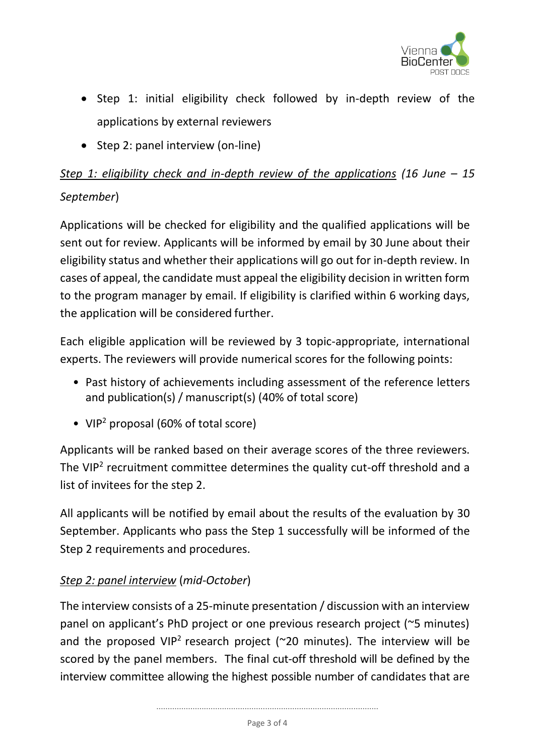- Step 1: initial eligibility check followed by in-depth review of the applications by external reviewers
- Step 2: panel interview (on-line)

*<u>Step 1: eligibility check and in-depth review of the applications</u> (16 June – 15 September*)

Applications will be checked for eligibility and the qualified applications will be sent out for review. Applicants will be informed by email by 30 June about their eligibility status and whether their applications will go out for in-depth review. In cases of appeal, the candidate must appeal the eligibility decision in written form to the program manager by email. If eligibility is clarified within 6 working days, the application will be considered further.

Each eligible application will be reviewed by 3 topic-appropriate, international experts. The reviewers will provide numerical scores for the following points:

- Past history of achievements including assessment of the reference letters and publication(s) / manuscript(s) (40% of total score)
- VIP$^2$ proposal (60% of total score)

Applicants will be ranked based on their average scores of the three reviewers. The VIP$^2$ recruitment committee determines the quality cut-off threshold and a list of invitees for the step 2.

All applicants will be notified by email about the results of the evaluation by 30 September. Applicants who pass the Step 1 successfully will be informed of the Step 2 requirements and procedures.

*<u>Step 2: panel interview</u>* (*mid-October*)

The interview consists of a 25-minute presentation / discussion with an interview panel on applicant's PhD project or one previous research project (~5 minutes) and the proposed VIP$^2$ research project (~20 minutes). The interview will be scored by the panel members. The final cut-off threshold will be defined by the interview committee allowing the highest possible number of candidates that are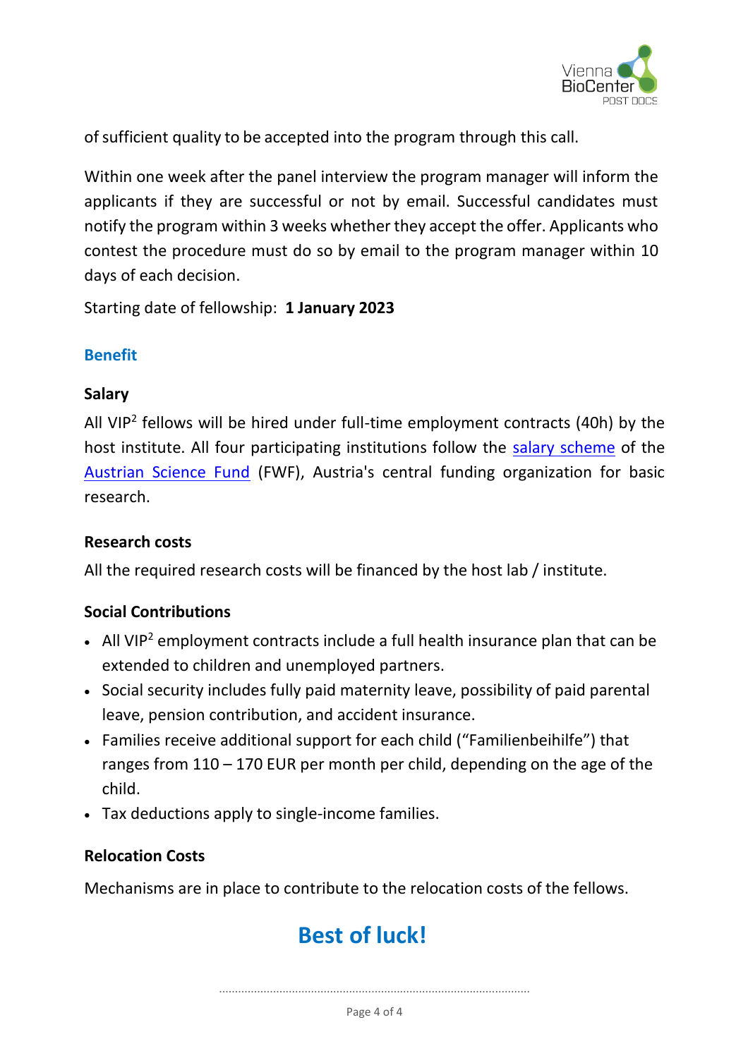of sufficient quality to be accepted into the program through this call.

Within one week after the panel interview the program manager will inform the applicants if they are successful or not by email. Successful candidates must notify the program within 3 weeks whether they accept the offer. Applicants who contest the procedure must do so by email to the program manager within 10 days of each decision.

Starting date of fellowship: **1 January 2023**

## Benefit

### Salary

All VIP$^2$ fellows will be hired under full-time employment contracts (40h) by the host institute. All four participating institutions follow the salary scheme of the Austrian Science Fund (FWF), Austria's central funding organization for basic research.

### Research costs

All the required research costs will be financed by the host lab / institute.

### Social Contributions

- All VIP$^2$ employment contracts include a full health insurance plan that can be extended to children and unemployed partners.
- Social security includes fully paid maternity leave, possibility of paid parental leave, pension contribution, and accident insurance.
- Families receive additional support for each child ("Familienbeihilfe") that ranges from 110 – 170 EUR per month per child, depending on the age of the child.
- Tax deductions apply to single-income families.

### Relocation Costs

Mechanisms are in place to contribute to the relocation costs of the fellows.

## Best of luck!